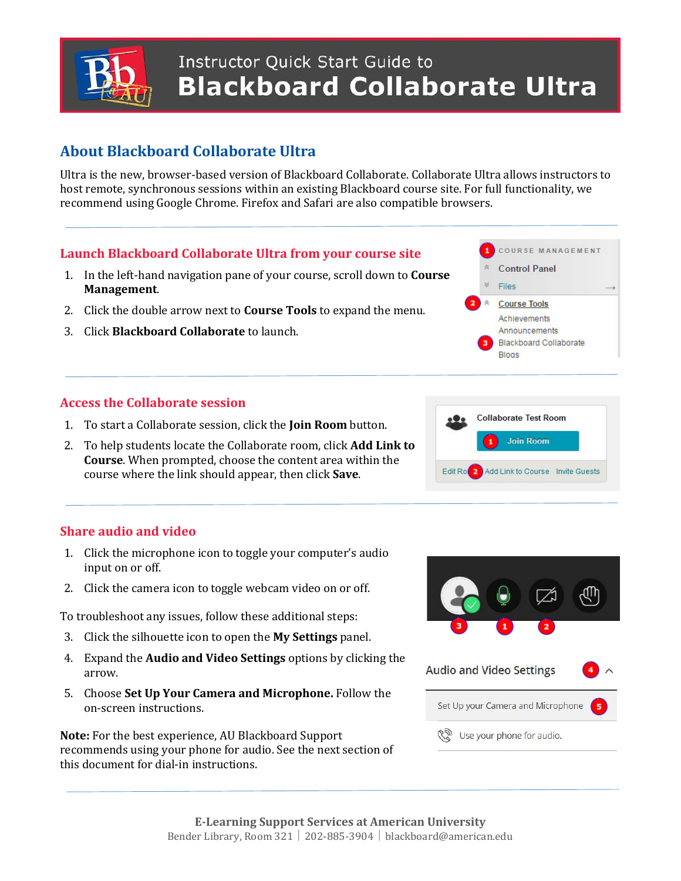# Instructor Quick Start Guide to Blackboard Collaborate Ultra

## About Blackboard Collaborate Ultra

Ultra is the new, browser-based version of Blackboard Collaborate. Collaborate Ultra allows instructors to host remote, synchronous sessions within an existing Blackboard course site. For full functionality, we recommend using Google Chrome. Firefox and Safari are also compatible browsers.

## Launch Blackboard Collaborate Ultra from your course site

1. In the left-hand navigation pane of your course, scroll down to **Course Management**.
2. Click the double arrow next to **Course Tools** to expand the menu.
3. Click **Blackboard Collaborate** to launch.

## Access the Collaborate session

1. To start a Collaborate session, click the **Join Room** button.
2. To help students locate the Collaborate room, click **Add Link to Course**. When prompted, choose the content area within the course where the link should appear, then click **Save**.

## Share audio and video

1. Click the microphone icon to toggle your computer's audio input on or off.
2. Click the camera icon to toggle webcam video on or off.

To troubleshoot any issues, follow these additional steps:

3. Click the silhouette icon to open the **My Settings** panel.
4. Expand the **Audio and Video Settings** options by clicking the arrow.
5. Choose **Set Up Your Camera and Microphone.** Follow the on-screen instructions.

**Note:** For the best experience, AU Blackboard Support recommends using your phone for audio. See the next section of this document for dial-in instructions.

**E-Learning Support Services at American University**
Bender Library, Room 321 | 202-885-3904 | blackboard@american.edu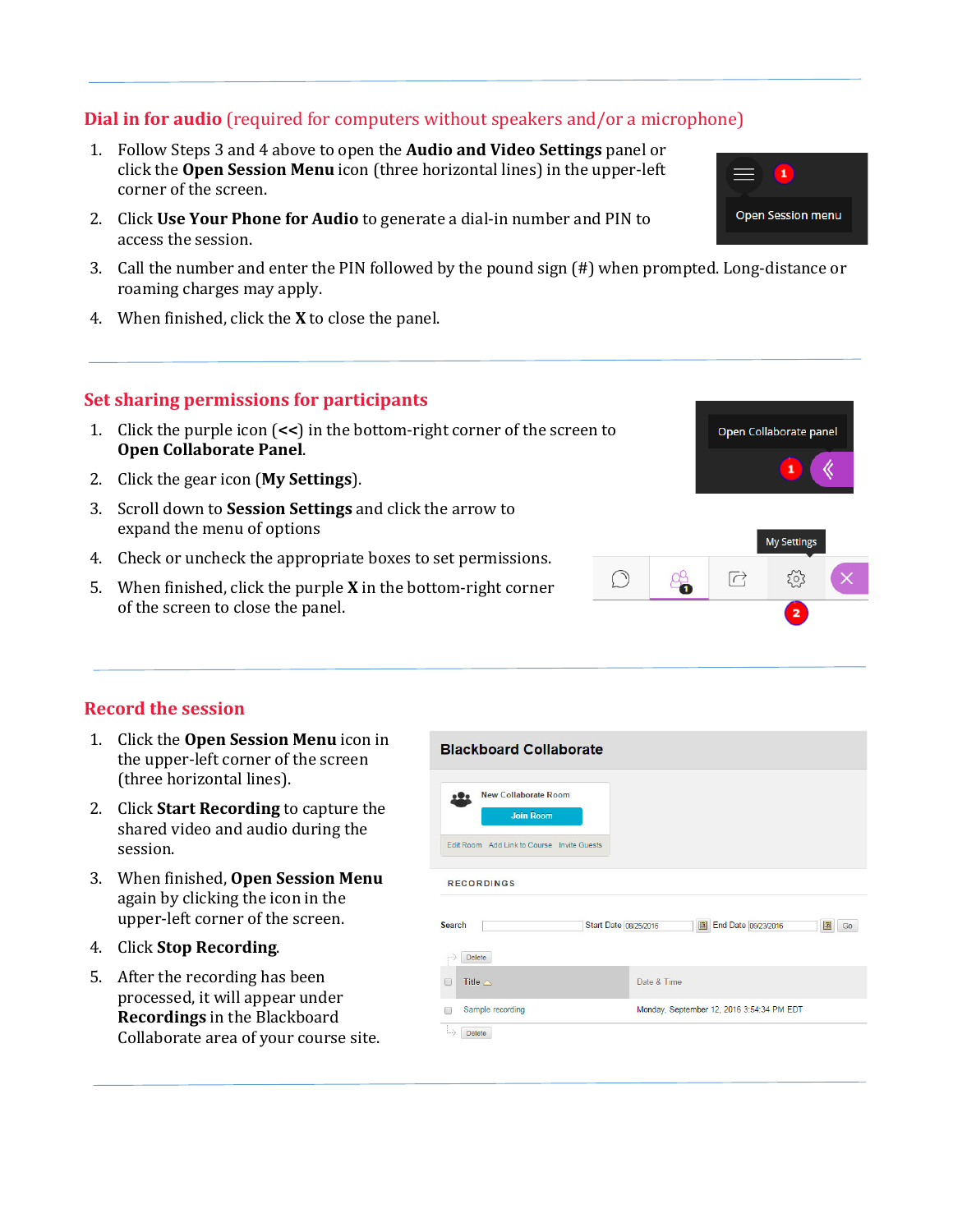## Dial in for audio (required for computers without speakers and/or a microphone)

1. Follow Steps 3 and 4 above to open the **Audio and Video Settings** panel or click the **Open Session Menu** icon (three horizontal lines) in the upper-left corner of the screen.
2. Click **Use Your Phone for Audio** to generate a dial-in number and PIN to access the session.
3. Call the number and enter the PIN followed by the pound sign (#) when prompted. Long-distance or roaming charges may apply.
4. When finished, click the **X** to close the panel.

## Set sharing permissions for participants

1. Click the purple icon (**<<**) in the bottom-right corner of the screen to **Open Collaborate Panel**.
2. Click the gear icon (**My Settings**).
3. Scroll down to **Session Settings** and click the arrow to expand the menu of options
4. Check or uncheck the appropriate boxes to set permissions.
5. When finished, click the purple **X** in the bottom-right corner of the screen to close the panel.

## Record the session

1. Click the **Open Session Menu** icon in the upper-left corner of the screen (three horizontal lines).
2. Click **Start Recording** to capture the shared video and audio during the session.
3. When finished, **Open Session Menu** again by clicking the icon in the upper-left corner of the screen.
4. Click **Stop Recording**.
5. After the recording has been processed, it will appear under **Recordings** in the Blackboard Collaborate area of your course site.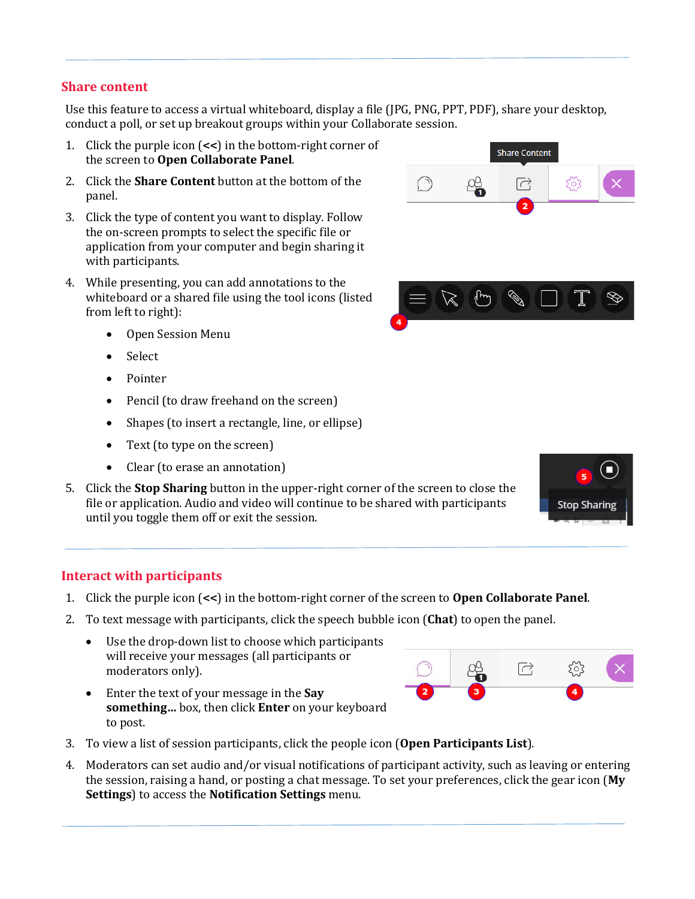## Share content

Use this feature to access a virtual whiteboard, display a file (JPG, PNG, PPT, PDF), share your desktop, conduct a poll, or set up breakout groups within your Collaborate session.

1. Click the purple icon (**<<**) in the bottom-right corner of the screen to **Open Collaborate Panel**.
2. Click the **Share Content** button at the bottom of the panel.
3. Click the type of content you want to display. Follow the on-screen prompts to select the specific file or application from your computer and begin sharing it with participants.
4. While presenting, you can add annotations to the whiteboard or a shared file using the tool icons (listed from left to right):
   - Open Session Menu
   - Select
   - Pointer
   - Pencil (to draw freehand on the screen)
   - Shapes (to insert a rectangle, line, or ellipse)
   - Text (to type on the screen)
   - Clear (to erase an annotation)
5. Click the **Stop Sharing** button in the upper-right corner of the screen to close the file or application. Audio and video will continue to be shared with participants until you toggle them off or exit the session.

## Interact with participants

1. Click the purple icon (**<<**) in the bottom-right corner of the screen to **Open Collaborate Panel**.
2. To text message with participants, click the speech bubble icon (**Chat**) to open the panel.
   - Use the drop-down list to choose which participants will receive your messages (all participants or moderators only).
   - Enter the text of your message in the **Say something...** box, then click **Enter** on your keyboard to post.
3. To view a list of session participants, click the people icon (**Open Participants List**).
4. Moderators can set audio and/or visual notifications of participant activity, such as leaving or entering the session, raising a hand, or posting a chat message. To set your preferences, click the gear icon (**My Settings**) to access the **Notification Settings** menu.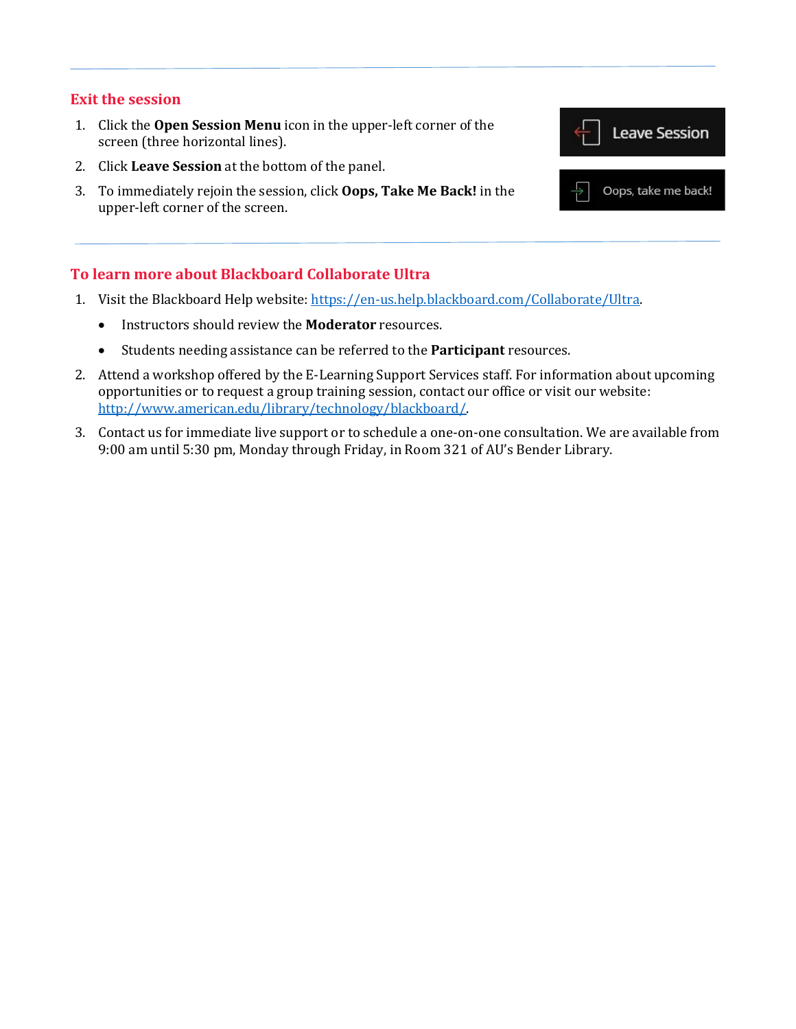## Exit the session

1. Click the **Open Session Menu** icon in the upper-left corner of the screen (three horizontal lines).
2. Click **Leave Session** at the bottom of the panel.
3. To immediately rejoin the session, click **Oops, Take Me Back!** in the upper-left corner of the screen.

## To learn more about Blackboard Collaborate Ultra

1. Visit the Blackboard Help website: https://en-us.help.blackboard.com/Collaborate/Ultra.
   - Instructors should review the **Moderator** resources.
   - Students needing assistance can be referred to the **Participant** resources.
2. Attend a workshop offered by the E-Learning Support Services staff. For information about upcoming opportunities or to request a group training session, contact our office or visit our website: http://www.american.edu/library/technology/blackboard/.
3. Contact us for immediate live support or to schedule a one-on-one consultation. We are available from 9:00 am until 5:30 pm, Monday through Friday, in Room 321 of AU's Bender Library.